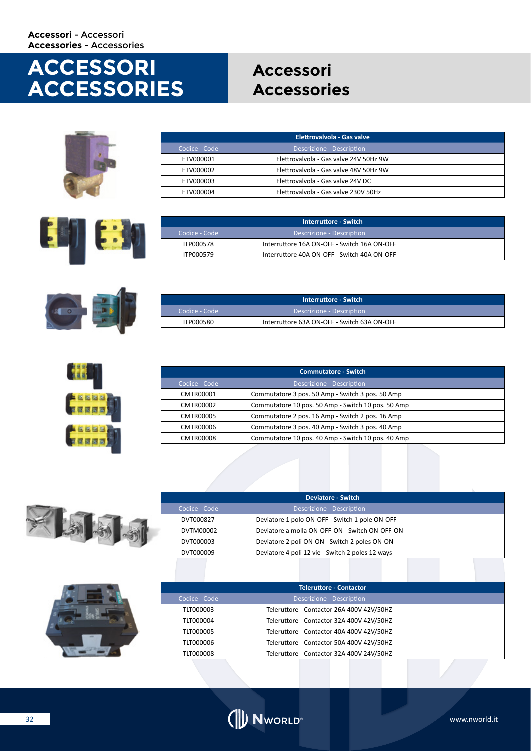# ACCESSORI ACCESSORIES

## Accessori Accessories

| Elettrovalvola - Gas valve | |
|---|---|
| Codice - Code | Descrizione - Description |
| ETV000001 | Elettrovalvola - Gas valve 24V 50Hz 9W |
| ETV000002 | Elettrovalvola - Gas valve 48V 50Hz 9W |
| ETV000003 | Elettrovalvola - Gas valve 24V DC |
| ETV000004 | Elettrovalvola - Gas valve 230V 50Hz |

| Interruttore - Switch | |
|---|---|
| Codice - Code | Descrizione - Description |
| ITP000578 | Interruttore 16A ON-OFF - Switch 16A ON-OFF |
| ITP000579 | Interruttore 40A ON-OFF - Switch 40A ON-OFF |

| Interruttore - Switch | |
|---|---|
| Codice - Code | Descrizione - Description |
| ITP000580 | Interruttore 63A ON-OFF - Switch 63A ON-OFF |

| Commutatore - Switch | |
|---|---|
| Codice - Code | Descrizione - Description |
| CMTR00001 | Commutatore 3 pos. 50 Amp - Switch 3 pos. 50 Amp |
| CMTR00002 | Commutatore 10 pos. 50 Amp - Switch 10 pos. 50 Amp |
| CMTR00005 | Commutatore 2 pos. 16 Amp - Switch 2 pos. 16 Amp |
| CMTR00006 | Commutatore 3 pos. 40 Amp - Switch 3 pos. 40 Amp |
| CMTR00008 | Commutatore 10 pos. 40 Amp - Switch 10 pos. 40 Amp |

| Deviatore - Switch | |
|---|---|
| Codice - Code | Descrizione - Description |
| DVT000827 | Deviatore 1 polo ON-OFF - Switch 1 pole ON-OFF |
| DVTM00002 | Deviatore a molla ON-OFF-ON - Switch ON-OFF-ON |
| DVT000003 | Deviatore 2 poli ON-ON - Switch 2 poles ON-ON |
| DVT000009 | Deviatore 4 poli 12 vie - Switch 2 poles 12 ways |

| Teleruttore - Contactor | |
|---|---|
| Codice - Code | Descrizione - Description |
| TLT000003 | Teleruttore - Contactor 26A 400V 42V/50HZ |
| TLT000004 | Teleruttore - Contactor 32A 400V 42V/50HZ |
| TLT000005 | Teleruttore - Contactor 40A 400V 42V/50HZ |
| TLT000006 | Teleruttore - Contactor 50A 400V 42V/50HZ |
| TLT000008 | Teleruttore - Contactor 32A 400V 24V/50HZ |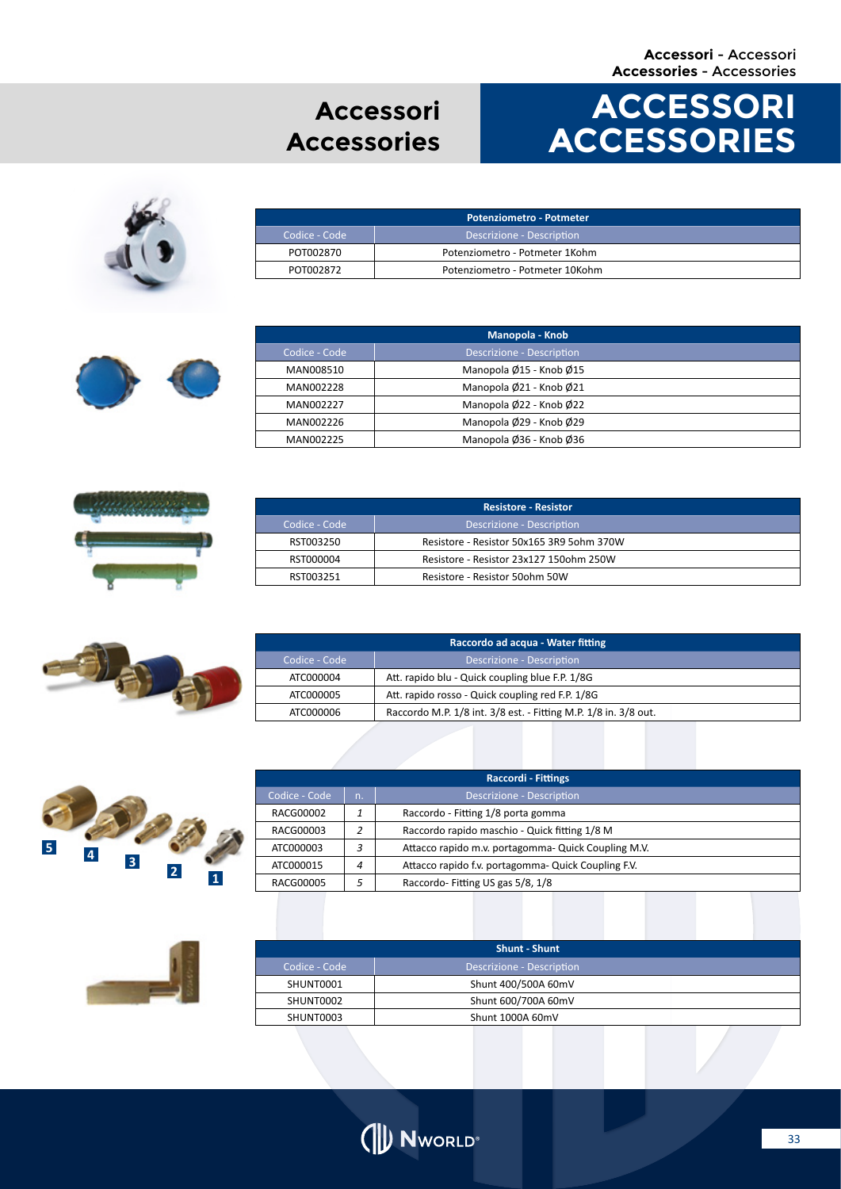# Accessori Accessories

# ACCESSORI ACCESSORIES

| Potenziometro - Potmeter | |
|---|---|
| Codice - Code | Descrizione - Description |
| POT002870 | Potenziometro - Potmeter 1Kohm |
| POT002872 | Potenziometro - Potmeter 10Kohm |

| Manopola - Knob | |
|---|---|
| Codice - Code | Descrizione - Description |
| MAN008510 | Manopola Ø15 - Knob Ø15 |
| MAN002228 | Manopola Ø21 - Knob Ø21 |
| MAN002227 | Manopola Ø22 - Knob Ø22 |
| MAN002226 | Manopola Ø29 - Knob Ø29 |
| MAN002225 | Manopola Ø36 - Knob Ø36 |

| Resistore - Resistor | |
|---|---|
| Codice - Code | Descrizione - Description |
| RST003250 | Resistore - Resistor 50x165 3R9 5ohm 370W |
| RST000004 | Resistore - Resistor 23x127 150ohm 250W |
| RST003251 | Resistore - Resistor 50ohm 50W |

| Raccordo ad acqua - Water fitting | |
|---|---|
| Codice - Code | Descrizione - Description |
| ATC000004 | Att. rapido blu - Quick coupling blue F.P. 1/8G |
| ATC000005 | Att. rapido rosso - Quick coupling red F.P. 1/8G |
| ATC000006 | Raccordo M.P. 1/8 int. 3/8 est. - Fitting M.P. 1/8 in. 3/8 out. |

5 4 3 2 1

| Raccordi - Fittings | | |
|---|---|---|
| Codice - Code | n. | Descrizione - Description |
| RACG00002 | 1 | Raccordo - Fitting 1/8 porta gomma |
| RACG00003 | 2 | Raccordo rapido maschio - Quick fitting 1/8 M |
| ATC000003 | 3 | Attacco rapido m.v. portagomma- Quick Coupling M.V. |
| ATC000015 | 4 | Attacco rapido f.v. portagomma- Quick Coupling F.V. |
| RACG00005 | 5 | Raccordo- Fitting US gas 5/8, 1/8 |

| Shunt - Shunt | |
|---|---|
| Codice - Code | Descrizione - Description |
| SHUNT0001 | Shunt 400/500A 60mV |
| SHUNT0002 | Shunt 600/700A 60mV |
| SHUNT0003 | Shunt 1000A 60mV |

NWORLD®